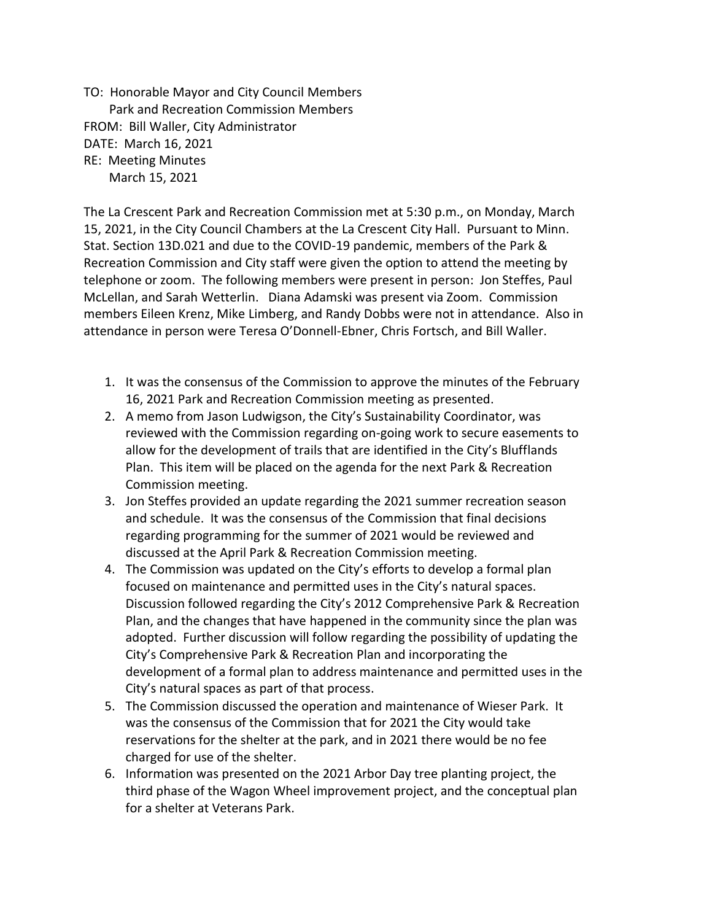TO: Honorable Mayor and City Council Members
Park and Recreation Commission Members
FROM: Bill Waller, City Administrator
DATE: March 16, 2021
RE: Meeting Minutes
March 15, 2021

The La Crescent Park and Recreation Commission met at 5:30 p.m., on Monday, March 15, 2021, in the City Council Chambers at the La Crescent City Hall. Pursuant to Minn. Stat. Section 13D.021 and due to the COVID-19 pandemic, members of the Park & Recreation Commission and City staff were given the option to attend the meeting by telephone or zoom. The following members were present in person: Jon Steffes, Paul McLellan, and Sarah Wetterlin. Diana Adamski was present via Zoom. Commission members Eileen Krenz, Mike Limberg, and Randy Dobbs were not in attendance. Also in attendance in person were Teresa O'Donnell-Ebner, Chris Fortsch, and Bill Waller.

1. It was the consensus of the Commission to approve the minutes of the February 16, 2021 Park and Recreation Commission meeting as presented.
2. A memo from Jason Ludwigson, the City's Sustainability Coordinator, was reviewed with the Commission regarding on-going work to secure easements to allow for the development of trails that are identified in the City's Blufflands Plan. This item will be placed on the agenda for the next Park & Recreation Commission meeting.
3. Jon Steffes provided an update regarding the 2021 summer recreation season and schedule. It was the consensus of the Commission that final decisions regarding programming for the summer of 2021 would be reviewed and discussed at the April Park & Recreation Commission meeting.
4. The Commission was updated on the City's efforts to develop a formal plan focused on maintenance and permitted uses in the City's natural spaces. Discussion followed regarding the City's 2012 Comprehensive Park & Recreation Plan, and the changes that have happened in the community since the plan was adopted. Further discussion will follow regarding the possibility of updating the City's Comprehensive Park & Recreation Plan and incorporating the development of a formal plan to address maintenance and permitted uses in the City's natural spaces as part of that process.
5. The Commission discussed the operation and maintenance of Wieser Park. It was the consensus of the Commission that for 2021 the City would take reservations for the shelter at the park, and in 2021 there would be no fee charged for use of the shelter.
6. Information was presented on the 2021 Arbor Day tree planting project, the third phase of the Wagon Wheel improvement project, and the conceptual plan for a shelter at Veterans Park.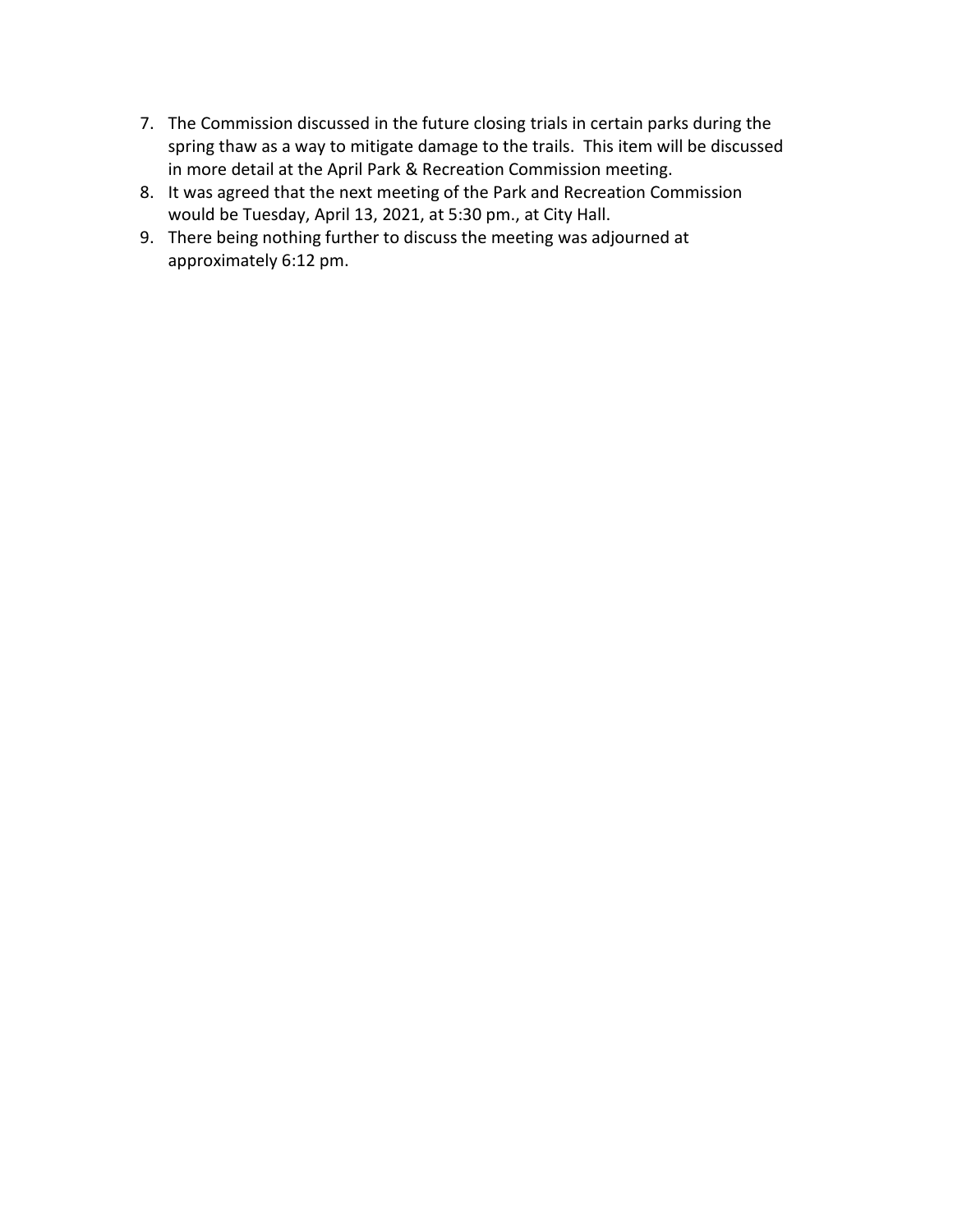7. The Commission discussed in the future closing trials in certain parks during the spring thaw as a way to mitigate damage to the trails. This item will be discussed in more detail at the April Park & Recreation Commission meeting.
8. It was agreed that the next meeting of the Park and Recreation Commission would be Tuesday, April 13, 2021, at 5:30 pm., at City Hall.
9. There being nothing further to discuss the meeting was adjourned at approximately 6:12 pm.